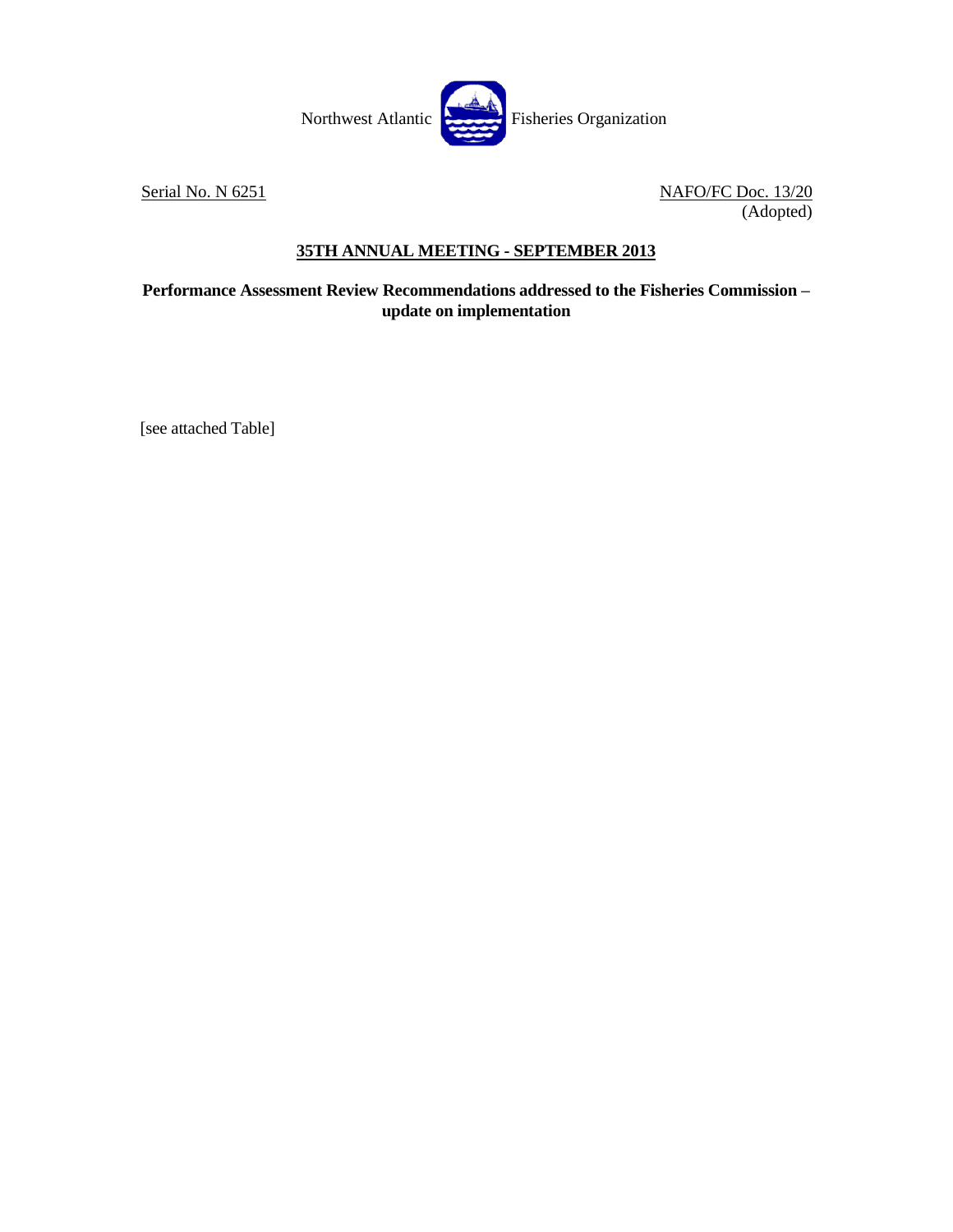Northwest Atlantic Fisheries Organization

Serial No. N 6251

NAFO/FC Doc. 13/20
(Adopted)

## 35TH ANNUAL MEETING - SEPTEMBER 2013

**Performance Assessment Review Recommendations addressed to the Fisheries Commission – update on implementation**

[see attached Table]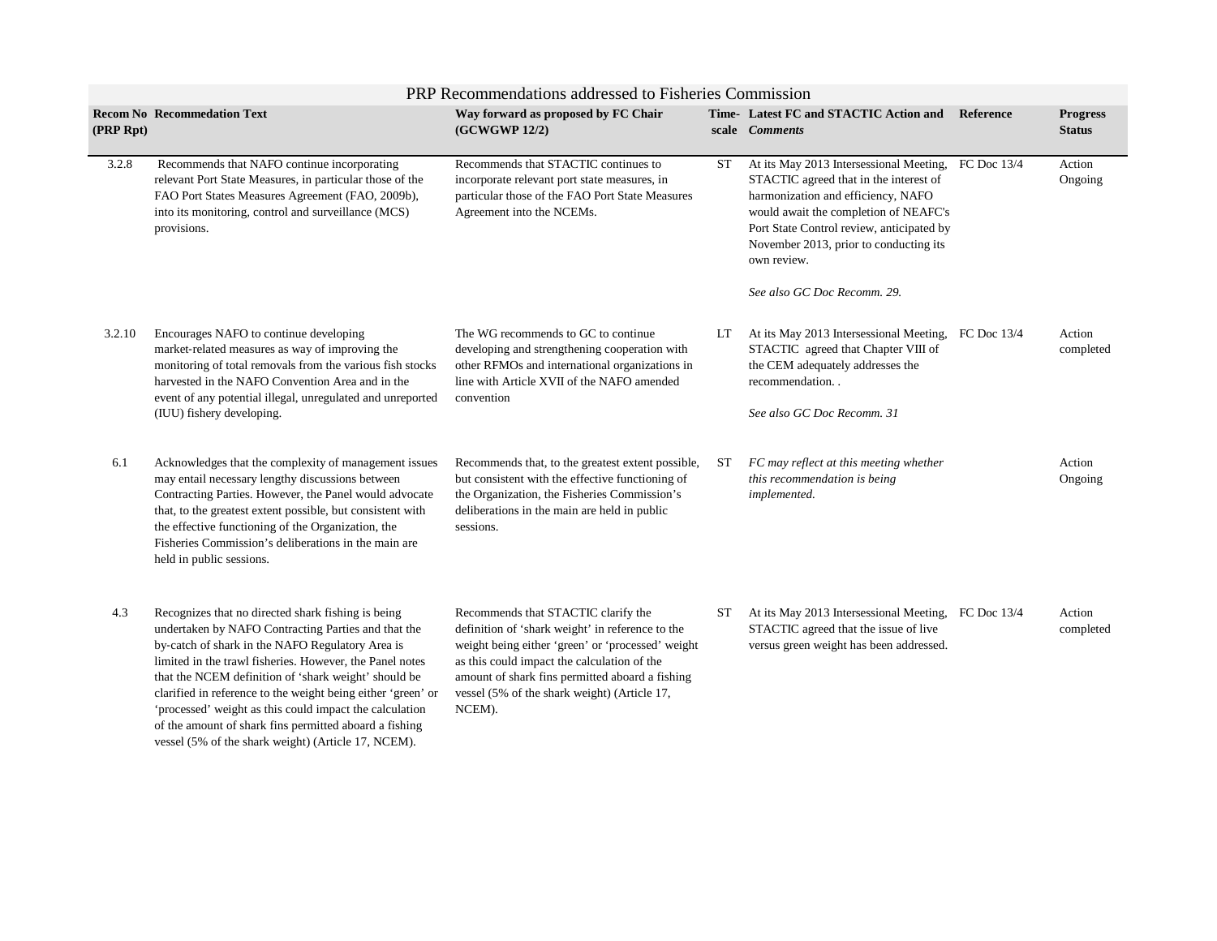| PRP Recommendations addressed to Fisheries Commission | | | | | | |
|---|---|---|---|---|---|---|
| **Recom No (PRP Rpt)** | **Recommedation Text** | **Way forward as proposed by FC Chair (GCWGWP 12/2)** | **Time-scale** | **Latest FC and STACTIC Action and *Comments*** | **Reference** | **Progress Status** |
| 3.2.8 | Recommends that NAFO continue incorporating relevant Port State Measures, in particular those of the FAO Port States Measures Agreement (FAO, 2009b), into its monitoring, control and surveillance (MCS) provisions. | Recommends that STACTIC continues to incorporate relevant port state measures, in particular those of the FAO Port State Measures Agreement into the NCEMs. | ST | At its May 2013 Intersessional Meeting, STACTIC agreed that in the interest of harmonization and efficiency, NAFO would await the completion of NEAFC's Port State Control review, anticipated by November 2013, prior to conducting its own review.<br><br>*See also GC Doc Recomm. 29.* | FC Doc 13/4 | Action Ongoing |
| 3.2.10 | Encourages NAFO to continue developing market-related measures as way of improving the monitoring of total removals from the various fish stocks harvested in the NAFO Convention Area and in the event of any potential illegal, unregulated and unreported (IUU) fishery developing. | The WG recommends to GC to continue developing and strengthening cooperation with other RFMOs and international organizations in line with Article XVII of the NAFO amended convention | LT | At its May 2013 Intersessional Meeting, STACTIC agreed that Chapter VIII of the CEM adequately addresses the recommendation. .<br><br>*See also GC Doc Recomm. 31* | FC Doc 13/4 | Action completed |
| 6.1 | Acknowledges that the complexity of management issues may entail necessary lengthy discussions between Contracting Parties. However, the Panel would advocate that, to the greatest extent possible, but consistent with the effective functioning of the Organization, the Fisheries Commission's deliberations in the main are held in public sessions. | Recommends that, to the greatest extent possible, but consistent with the effective functioning of the Organization, the Fisheries Commission's deliberations in the main are held in public sessions. | ST | *FC may reflect at this meeting whether this recommendation is being implemented.* | | Action Ongoing |
| 4.3 | Recognizes that no directed shark fishing is being undertaken by NAFO Contracting Parties and that the by-catch of shark in the NAFO Regulatory Area is limited in the trawl fisheries. However, the Panel notes that the NCEM definition of 'shark weight' should be clarified in reference to the weight being either 'green' or 'processed' weight as this could impact the calculation of the amount of shark fins permitted aboard a fishing vessel (5% of the shark weight) (Article 17, NCEM). | Recommends that STACTIC clarify the definition of 'shark weight' in reference to the weight being either 'green' or 'processed' weight as this could impact the calculation of the amount of shark fins permitted aboard a fishing vessel (5% of the shark weight) (Article 17, NCEM). | ST | At its May 2013 Intersessional Meeting, STACTIC agreed that the issue of live versus green weight has been addressed. | FC Doc 13/4 | Action completed |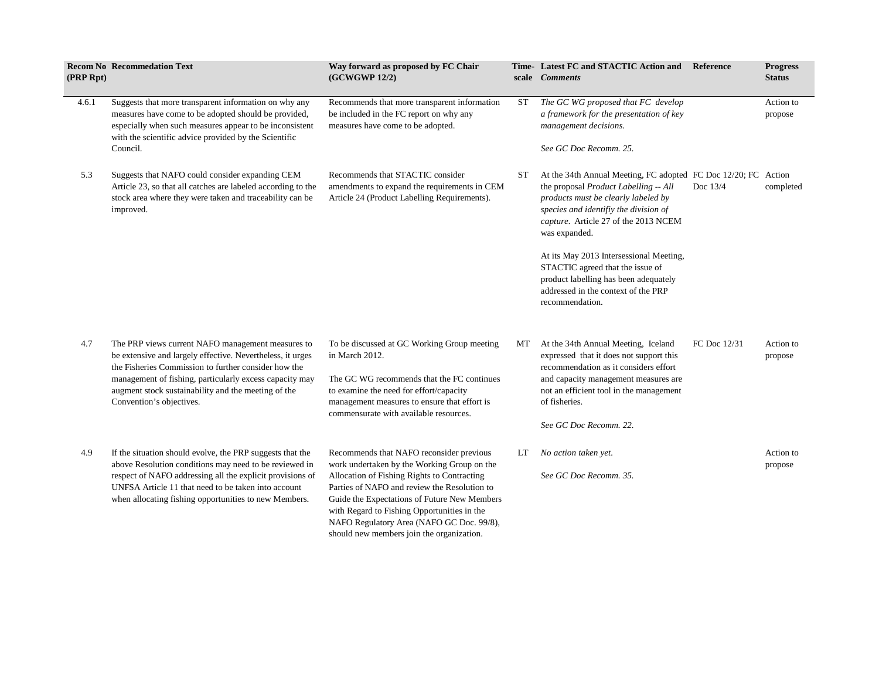| Recom No (PRP Rpt) | Recommendation Text | Way forward as proposed by FC Chair (GCWGWP 12/2) | Time-scale | Latest FC and STACTIC Action and *Comments* | Reference | Progress Status |
|---|---|---|---|---|---|---|
| 4.6.1 | Suggests that more transparent information on why any measures have come to be adopted should be provided, especially when such measures appear to be inconsistent with the scientific advice provided by the Scientific Council. | Recommends that more transparent information be included in the FC report on why any measures have come to be adopted. | ST | *The GC WG proposed that FC develop a framework for the presentation of key management decisions.*<br><br>*See GC Doc Recomm. 25.* | | Action to propose |
| 5.3 | Suggests that NAFO could consider expanding CEM Article 23, so that all catches are labeled according to the stock area where they were taken and traceability can be improved. | Recommends that STACTIC consider amendments to expand the requirements in CEM Article 24 (Product Labelling Requirements). | ST | At the 34th Annual Meeting, FC adopted the proposal *Product Labelling -- All products must be clearly labeled by species and identifiy the division of capture.* Article 27 of the 2013 NCEM was expanded.<br><br>At its May 2013 Intersessional Meeting, STACTIC agreed that the issue of product labelling has been adequately addressed in the context of the PRP recommendation. | FC Doc 12/20; FC Doc 13/4 | Action completed |
| 4.7 | The PRP views current NAFO management measures to be extensive and largely effective. Nevertheless, it urges the Fisheries Commission to further consider how the management of fishing, particularly excess capacity may augment stock sustainability and the meeting of the Convention's objectives. | To be discussed at GC Working Group meeting in March 2012.<br><br>The GC WG recommends that the FC continues to examine the need for effort/capacity management measures to ensure that effort is commensurate with available resources. | MT | At the 34th Annual Meeting, Iceland expressed that it does not support this recommendation as it considers effort and capacity management measures are not an efficient tool in the management of fisheries.<br><br>*See GC Doc Recomm. 22.* | FC Doc 12/31 | Action to propose |
| 4.9 | If the situation should evolve, the PRP suggests that the above Resolution conditions may need to be reviewed in respect of NAFO addressing all the explicit provisions of UNFSA Article 11 that need to be taken into account when allocating fishing opportunities to new Members. | Recommends that NAFO reconsider previous work undertaken by the Working Group on the Allocation of Fishing Rights to Contracting Parties of NAFO and review the Resolution to Guide the Expectations of Future New Members with Regard to Fishing Opportunities in the NAFO Regulatory Area (NAFO GC Doc. 99/8), should new members join the organization. | LT | *No action taken yet.*<br><br>*See GC Doc Recomm. 35.* | | Action to propose |